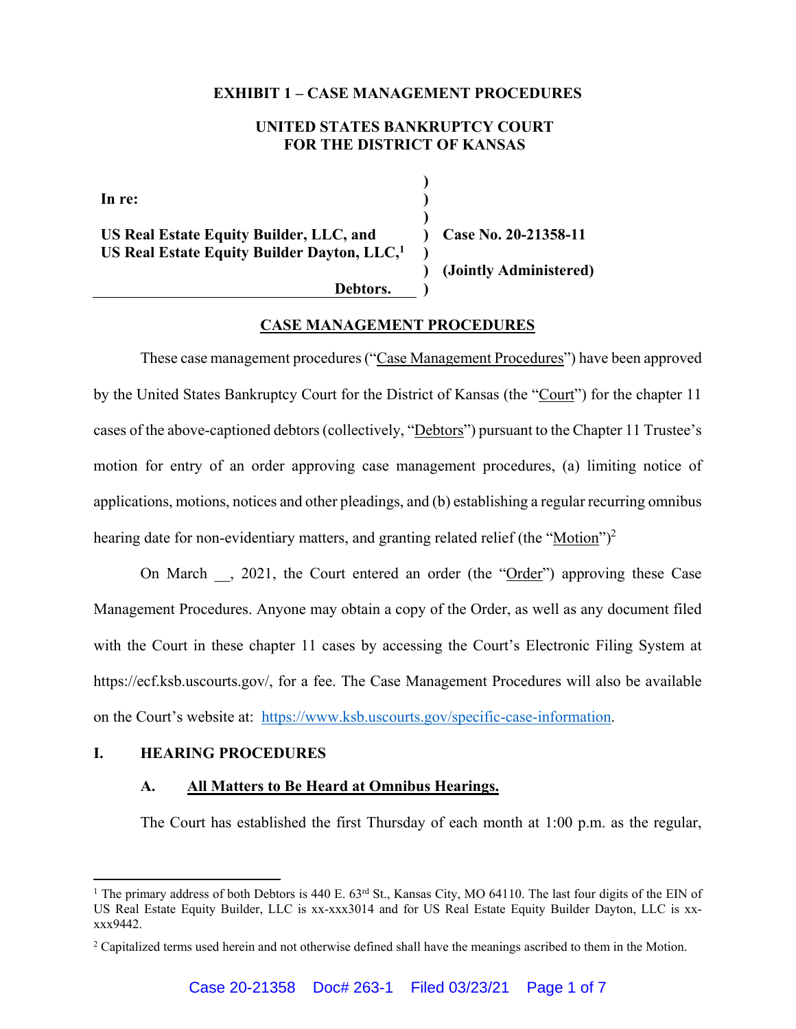**EXHIBIT 1 – CASE MANAGEMENT PROCEDURES**

**UNITED STATES BANKRUPTCY COURT**
**FOR THE DISTRICT OF KANSAS**

| | | |
|---|---|---|
| **In re:** | ) | |
| **US Real Estate Equity Builder, LLC, and US Real Estate Equity Builder Dayton, LLC,**[1] | ) | **Case No. 20-21358-11** |
| | ) | **(Jointly Administered)** |
| **Debtors.** | ) | |

**CASE MANAGEMENT PROCEDURES**

These case management procedures ("Case Management Procedures") have been approved by the United States Bankruptcy Court for the District of Kansas (the "Court") for the chapter 11 cases of the above-captioned debtors (collectively, "Debtors") pursuant to the Chapter 11 Trustee's motion for entry of an order approving case management procedures, (a) limiting notice of applications, motions, notices and other pleadings, and (b) establishing a regular recurring omnibus hearing date for non-evidentiary matters, and granting related relief (the "Motion")[2]

On March __, 2021, the Court entered an order (the "Order") approving these Case Management Procedures. Anyone may obtain a copy of the Order, as well as any document filed with the Court in these chapter 11 cases by accessing the Court's Electronic Filing System at https://ecf.ksb.uscourts.gov/, for a fee. The Case Management Procedures will also be available on the Court's website at: https://www.ksb.uscourts.gov/specific-case-information.

## I. HEARING PROCEDURES

### A. All Matters to Be Heard at Omnibus Hearings.

The Court has established the first Thursday of each month at 1:00 p.m. as the regular,

---

[1] The primary address of both Debtors is 440 E. 63rd St., Kansas City, MO 64110. The last four digits of the EIN of US Real Estate Equity Builder, LLC is xx-xxx3014 and for US Real Estate Equity Builder Dayton, LLC is xx-xxx9442.

[2] Capitalized terms used herein and not otherwise defined shall have the meanings ascribed to them in the Motion.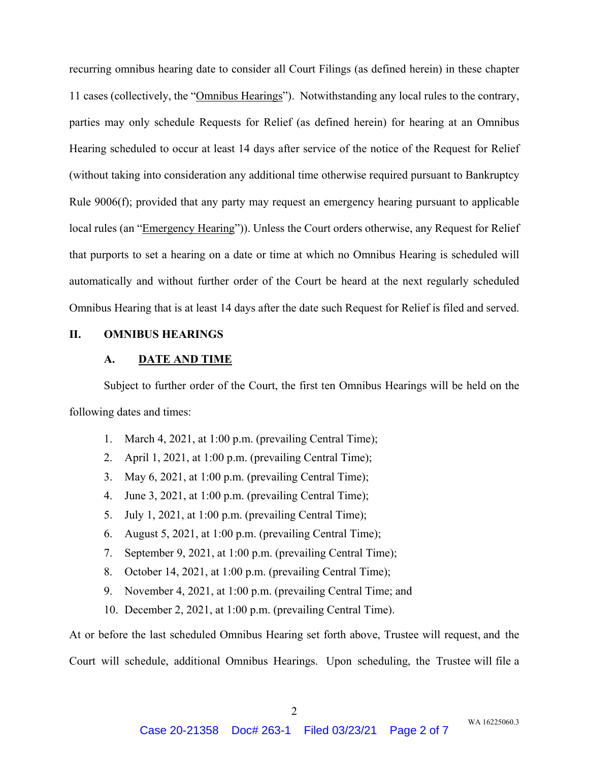recurring omnibus hearing date to consider all Court Filings (as defined herein) in these chapter 11 cases (collectively, the "Omnibus Hearings"). Notwithstanding any local rules to the contrary, parties may only schedule Requests for Relief (as defined herein) for hearing at an Omnibus Hearing scheduled to occur at least 14 days after service of the notice of the Request for Relief (without taking into consideration any additional time otherwise required pursuant to Bankruptcy Rule 9006(f); provided that any party may request an emergency hearing pursuant to applicable local rules (an "Emergency Hearing")). Unless the Court orders otherwise, any Request for Relief that purports to set a hearing on a date or time at which no Omnibus Hearing is scheduled will automatically and without further order of the Court be heard at the next regularly scheduled Omnibus Hearing that is at least 14 days after the date such Request for Relief is filed and served.

## II. OMNIBUS HEARINGS

### A. DATE AND TIME

Subject to further order of the Court, the first ten Omnibus Hearings will be held on the following dates and times:

1. March 4, 2021, at 1:00 p.m. (prevailing Central Time);
2. April 1, 2021, at 1:00 p.m. (prevailing Central Time);
3. May 6, 2021, at 1:00 p.m. (prevailing Central Time);
4. June 3, 2021, at 1:00 p.m. (prevailing Central Time);
5. July 1, 2021, at 1:00 p.m. (prevailing Central Time);
6. August 5, 2021, at 1:00 p.m. (prevailing Central Time);
7. September 9, 2021, at 1:00 p.m. (prevailing Central Time);
8. October 14, 2021, at 1:00 p.m. (prevailing Central Time);
9. November 4, 2021, at 1:00 p.m. (prevailing Central Time; and
10. December 2, 2021, at 1:00 p.m. (prevailing Central Time).

At or before the last scheduled Omnibus Hearing set forth above, Trustee will request, and the Court will schedule, additional Omnibus Hearings. Upon scheduling, the Trustee will file a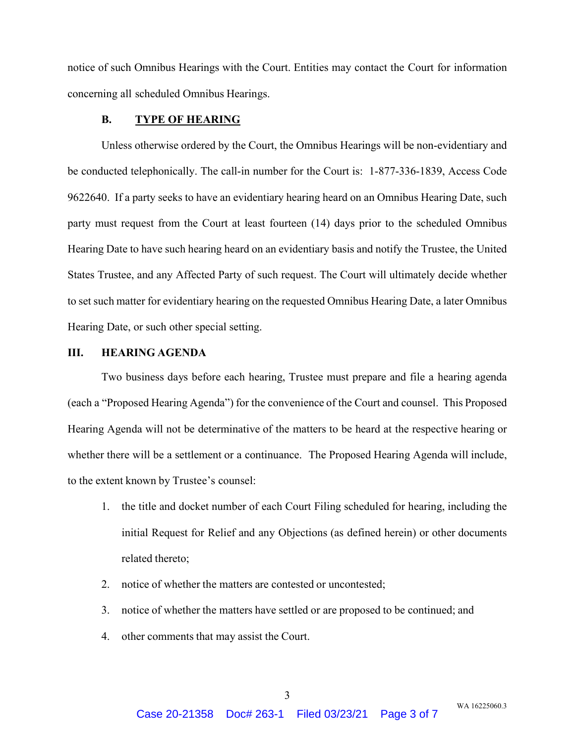notice of such Omnibus Hearings with the Court. Entities may contact the Court for information concerning all scheduled Omnibus Hearings.

### B. TYPE OF HEARING

Unless otherwise ordered by the Court, the Omnibus Hearings will be non-evidentiary and be conducted telephonically. The call-in number for the Court is: 1-877-336-1839, Access Code 9622640. If a party seeks to have an evidentiary hearing heard on an Omnibus Hearing Date, such party must request from the Court at least fourteen (14) days prior to the scheduled Omnibus Hearing Date to have such hearing heard on an evidentiary basis and notify the Trustee, the United States Trustee, and any Affected Party of such request. The Court will ultimately decide whether to set such matter for evidentiary hearing on the requested Omnibus Hearing Date, a later Omnibus Hearing Date, or such other special setting.

## III. HEARING AGENDA

Two business days before each hearing, Trustee must prepare and file a hearing agenda (each a "Proposed Hearing Agenda") for the convenience of the Court and counsel. This Proposed Hearing Agenda will not be determinative of the matters to be heard at the respective hearing or whether there will be a settlement or a continuance. The Proposed Hearing Agenda will include, to the extent known by Trustee's counsel:

1. the title and docket number of each Court Filing scheduled for hearing, including the initial Request for Relief and any Objections (as defined herein) or other documents related thereto;
2. notice of whether the matters are contested or uncontested;
3. notice of whether the matters have settled or are proposed to be continued; and
4. other comments that may assist the Court.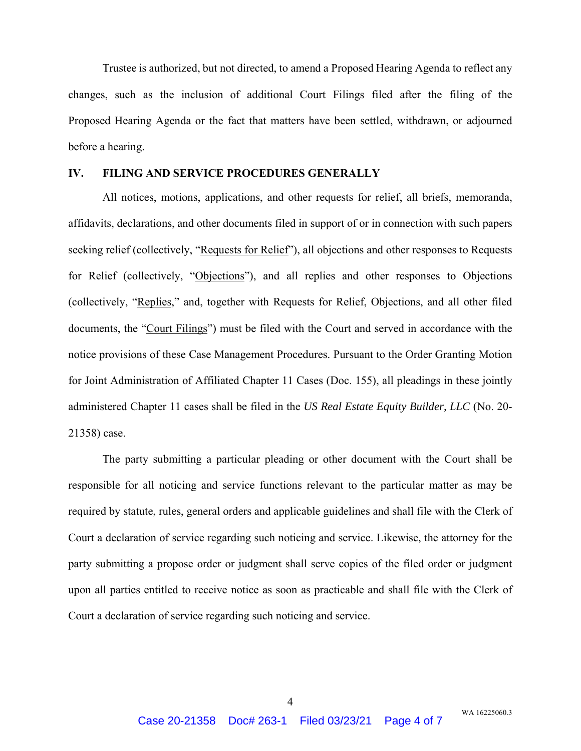Trustee is authorized, but not directed, to amend a Proposed Hearing Agenda to reflect any changes, such as the inclusion of additional Court Filings filed after the filing of the Proposed Hearing Agenda or the fact that matters have been settled, withdrawn, or adjourned before a hearing.

## IV. FILING AND SERVICE PROCEDURES GENERALLY

All notices, motions, applications, and other requests for relief, all briefs, memoranda, affidavits, declarations, and other documents filed in support of or in connection with such papers seeking relief (collectively, "Requests for Relief"), all objections and other responses to Requests for Relief (collectively, "Objections"), and all replies and other responses to Objections (collectively, "Replies," and, together with Requests for Relief, Objections, and all other filed documents, the "Court Filings") must be filed with the Court and served in accordance with the notice provisions of these Case Management Procedures. Pursuant to the Order Granting Motion for Joint Administration of Affiliated Chapter 11 Cases (Doc. 155), all pleadings in these jointly administered Chapter 11 cases shall be filed in the *US Real Estate Equity Builder, LLC* (No. 20-21358) case.

The party submitting a particular pleading or other document with the Court shall be responsible for all noticing and service functions relevant to the particular matter as may be required by statute, rules, general orders and applicable guidelines and shall file with the Clerk of Court a declaration of service regarding such noticing and service. Likewise, the attorney for the party submitting a propose order or judgment shall serve copies of the filed order or judgment upon all parties entitled to receive notice as soon as practicable and shall file with the Clerk of Court a declaration of service regarding such noticing and service.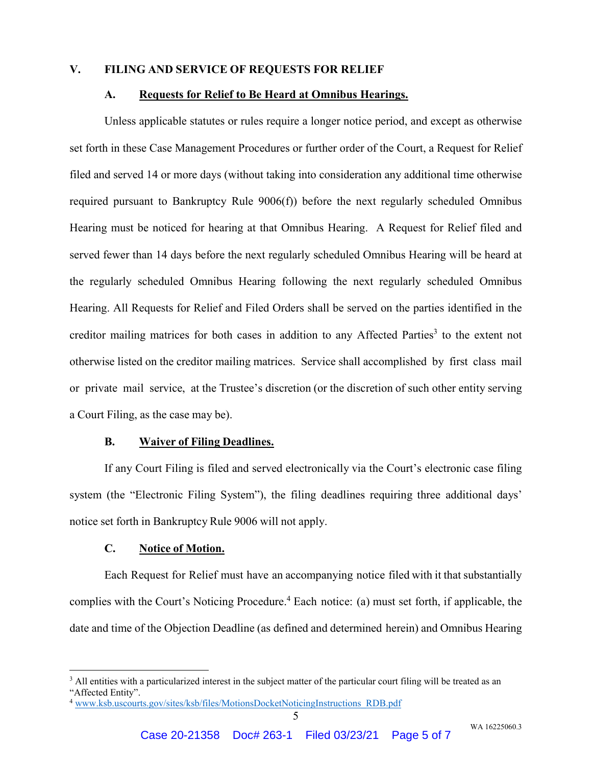## V. FILING AND SERVICE OF REQUESTS FOR RELIEF

### A. Requests for Relief to Be Heard at Omnibus Hearings.

Unless applicable statutes or rules require a longer notice period, and except as otherwise set forth in these Case Management Procedures or further order of the Court, a Request for Relief filed and served 14 or more days (without taking into consideration any additional time otherwise required pursuant to Bankruptcy Rule 9006(f)) before the next regularly scheduled Omnibus Hearing must be noticed for hearing at that Omnibus Hearing. A Request for Relief filed and served fewer than 14 days before the next regularly scheduled Omnibus Hearing will be heard at the regularly scheduled Omnibus Hearing following the next regularly scheduled Omnibus Hearing. All Requests for Relief and Filed Orders shall be served on the parties identified in the creditor mailing matrices for both cases in addition to any Affected Parties[3] to the extent not otherwise listed on the creditor mailing matrices. Service shall accomplished by first class mail or private mail service, at the Trustee's discretion (or the discretion of such other entity serving a Court Filing, as the case may be).

### B. Waiver of Filing Deadlines.

If any Court Filing is filed and served electronically via the Court's electronic case filing system (the "Electronic Filing System"), the filing deadlines requiring three additional days' notice set forth in Bankruptcy Rule 9006 will not apply.

### C. Notice of Motion.

Each Request for Relief must have an accompanying notice filed with it that substantially complies with the Court's Noticing Procedure.[4] Each notice: (a) must set forth, if applicable, the date and time of the Objection Deadline (as defined and determined herein) and Omnibus Hearing

---

[3] All entities with a particularized interest in the subject matter of the particular court filing will be treated as an "Affected Entity".

[4] www.ksb.uscourts.gov/sites/ksb/files/MotionsDocketNoticingInstructions_RDB.pdf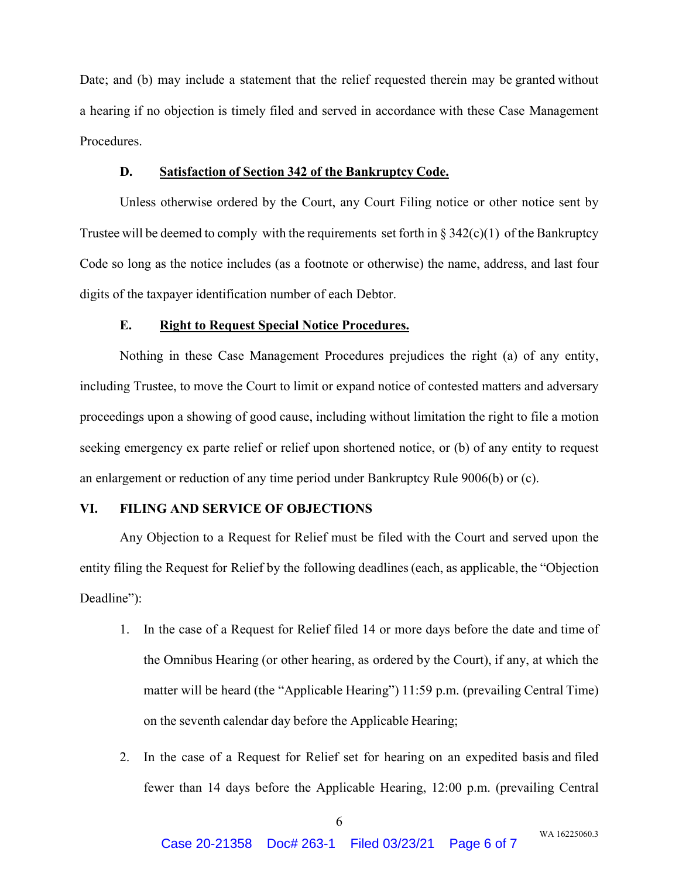Date; and (b) may include a statement that the relief requested therein may be granted without a hearing if no objection is timely filed and served in accordance with these Case Management Procedures.

### D. Satisfaction of Section 342 of the Bankruptcy Code.

Unless otherwise ordered by the Court, any Court Filing notice or other notice sent by Trustee will be deemed to comply with the requirements set forth in § 342(c)(1) of the Bankruptcy Code so long as the notice includes (as a footnote or otherwise) the name, address, and last four digits of the taxpayer identification number of each Debtor.

### E. Right to Request Special Notice Procedures.

Nothing in these Case Management Procedures prejudices the right (a) of any entity, including Trustee, to move the Court to limit or expand notice of contested matters and adversary proceedings upon a showing of good cause, including without limitation the right to file a motion seeking emergency ex parte relief or relief upon shortened notice, or (b) of any entity to request an enlargement or reduction of any time period under Bankruptcy Rule 9006(b) or (c).

## VI. FILING AND SERVICE OF OBJECTIONS

Any Objection to a Request for Relief must be filed with the Court and served upon the entity filing the Request for Relief by the following deadlines (each, as applicable, the "Objection Deadline"):

1. In the case of a Request for Relief filed 14 or more days before the date and time of the Omnibus Hearing (or other hearing, as ordered by the Court), if any, at which the matter will be heard (the "Applicable Hearing") 11:59 p.m. (prevailing Central Time) on the seventh calendar day before the Applicable Hearing;

2. In the case of a Request for Relief set for hearing on an expedited basis and filed fewer than 14 days before the Applicable Hearing, 12:00 p.m. (prevailing Central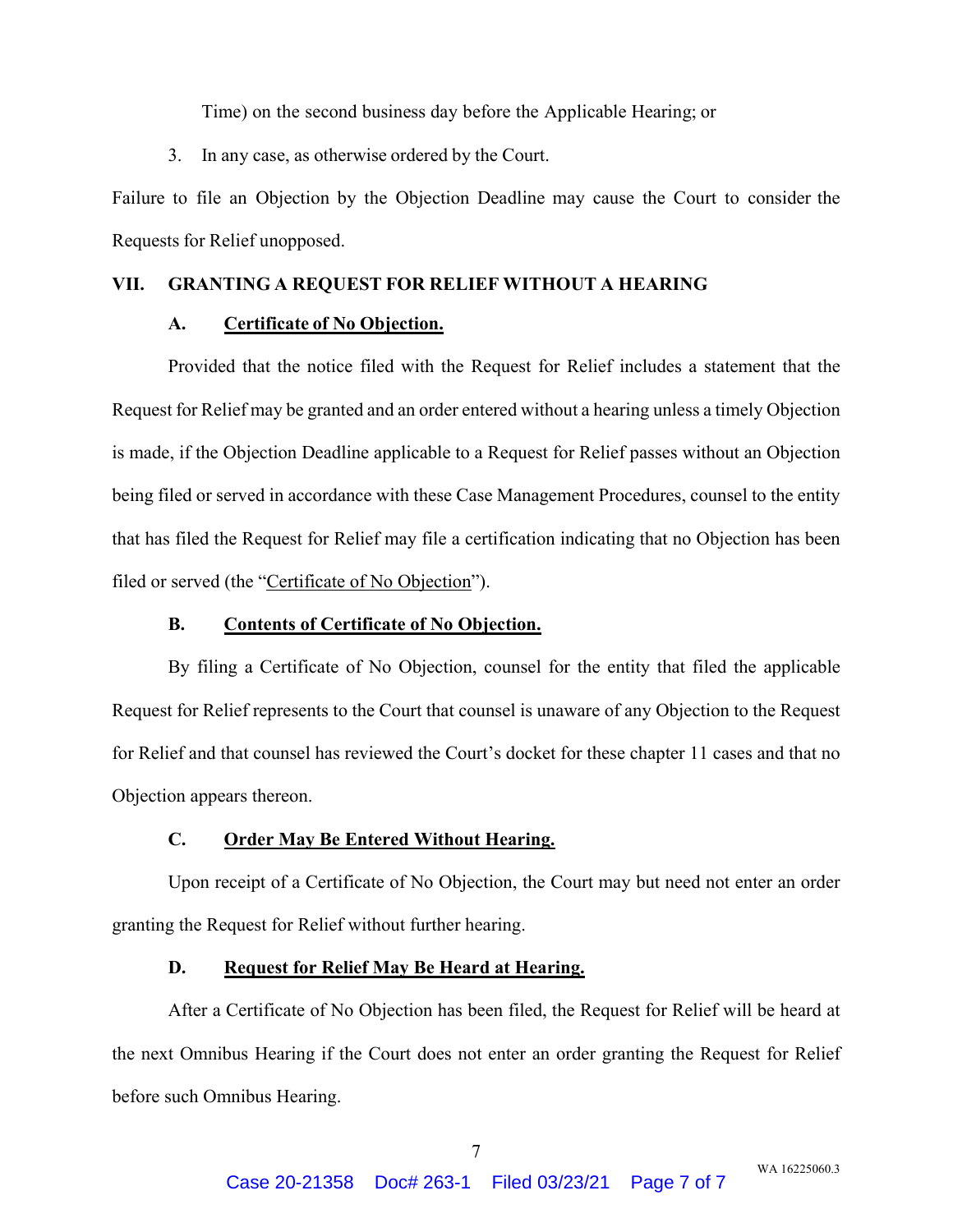Time) on the second business day before the Applicable Hearing; or

3. In any case, as otherwise ordered by the Court.

Failure to file an Objection by the Objection Deadline may cause the Court to consider the Requests for Relief unopposed.

## VII. GRANTING A REQUEST FOR RELIEF WITHOUT A HEARING

### A. Certificate of No Objection.

Provided that the notice filed with the Request for Relief includes a statement that the Request for Relief may be granted and an order entered without a hearing unless a timely Objection is made, if the Objection Deadline applicable to a Request for Relief passes without an Objection being filed or served in accordance with these Case Management Procedures, counsel to the entity that has filed the Request for Relief may file a certification indicating that no Objection has been filed or served (the "Certificate of No Objection").

### B. Contents of Certificate of No Objection.

By filing a Certificate of No Objection, counsel for the entity that filed the applicable Request for Relief represents to the Court that counsel is unaware of any Objection to the Request for Relief and that counsel has reviewed the Court's docket for these chapter 11 cases and that no Objection appears thereon.

### C. Order May Be Entered Without Hearing.

Upon receipt of a Certificate of No Objection, the Court may but need not enter an order granting the Request for Relief without further hearing.

### D. Request for Relief May Be Heard at Hearing.

After a Certificate of No Objection has been filed, the Request for Relief will be heard at the next Omnibus Hearing if the Court does not enter an order granting the Request for Relief before such Omnibus Hearing.